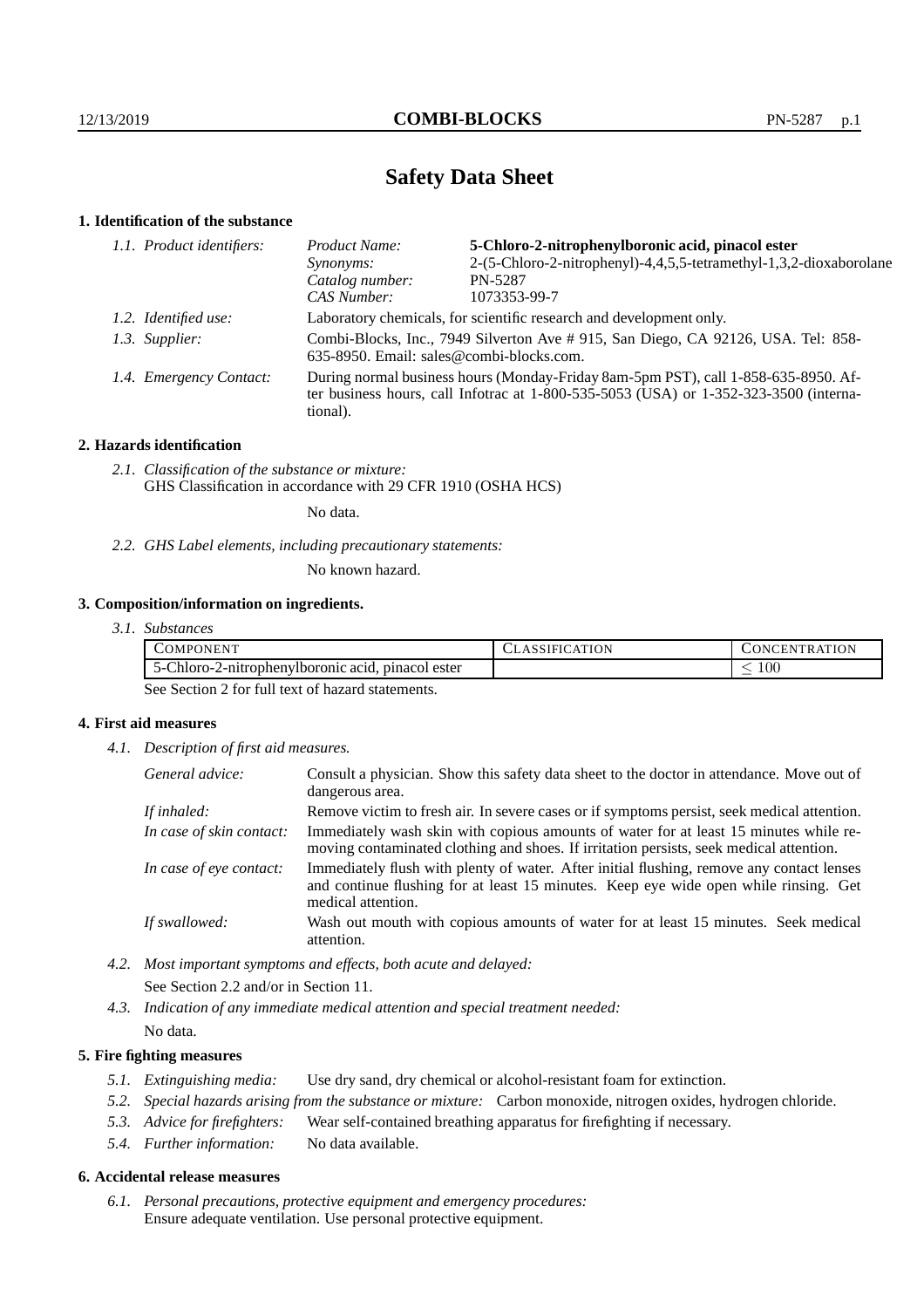# Safety Data Sheet

## 1. Identification of the substance

| 1.1. Product identifiers: | Product Name: | **5-Chloro-2-nitrophenylboronic acid, pinacol ester** |
|---|---|---|
| | Synonyms: | 2-(5-Chloro-2-nitrophenyl)-4,4,5,5-tetramethyl-1,3,2-dioxaborolane |
| | Catalog number: | PN-5287 |
| | CAS Number: | 1073353-99-7 |

*1.2. Identified use:* Laboratory chemicals, for scientific research and development only.

*1.3. Supplier:* Combi-Blocks, Inc., 7949 Silverton Ave # 915, San Diego, CA 92126, USA. Tel: 858-635-8950. Email: sales@combi-blocks.com.

*1.4. Emergency Contact:* During normal business hours (Monday-Friday 8am-5pm PST), call 1-858-635-8950. After business hours, call Infotrac at 1-800-535-5053 (USA) or 1-352-323-3500 (international).

## 2. Hazards identification

*2.1. Classification of the substance or mixture:*
GHS Classification in accordance with 29 CFR 1910 (OSHA HCS)

No data.

*2.2. GHS Label elements, including precautionary statements:*

No known hazard.

## 3. Composition/information on ingredients.

*3.1. Substances*

| Component | Classification | Concentration |
|---|---|---|
| 5-Chloro-2-nitrophenylboronic acid, pinacol ester | | $\leq 100$ |

See Section 2 for full text of hazard statements.

## 4. First aid measures

*4.1. Description of first aid measures.*

*General advice:* Consult a physician. Show this safety data sheet to the doctor in attendance. Move out of dangerous area.

*If inhaled:* Remove victim to fresh air. In severe cases or if symptoms persist, seek medical attention.

*In case of skin contact:* Immediately wash skin with copious amounts of water for at least 15 minutes while removing contaminated clothing and shoes. If irritation persists, seek medical attention.

*In case of eye contact:* Immediately flush with plenty of water. After initial flushing, remove any contact lenses and continue flushing for at least 15 minutes. Keep eye wide open while rinsing. Get medical attention.

*If swallowed:* Wash out mouth with copious amounts of water for at least 15 minutes. Seek medical attention.

*4.2. Most important symptoms and effects, both acute and delayed:*
See Section 2.2 and/or in Section 11.

*4.3. Indication of any immediate medical attention and special treatment needed:*
No data.

## 5. Fire fighting measures

*5.1. Extinguishing media:* Use dry sand, dry chemical or alcohol-resistant foam for extinction.

*5.2. Special hazards arising from the substance or mixture:* Carbon monoxide, nitrogen oxides, hydrogen chloride.

*5.3. Advice for firefighters:* Wear self-contained breathing apparatus for firefighting if necessary.

*5.4. Further information:* No data available.

## 6. Accidental release measures

*6.1. Personal precautions, protective equipment and emergency procedures:*
Ensure adequate ventilation. Use personal protective equipment.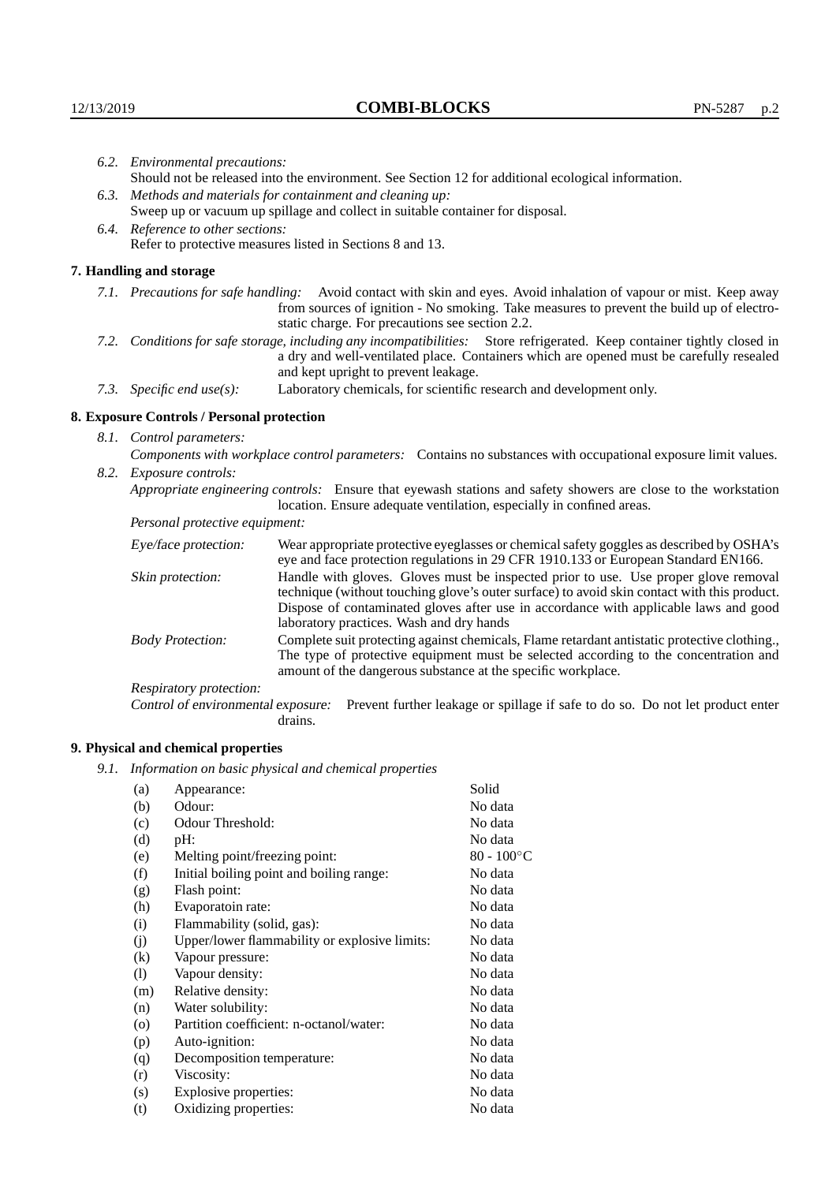*6.2. Environmental precautions:*
Should not be released into the environment. See Section 12 for additional ecological information.

*6.3. Methods and materials for containment and cleaning up:*
Sweep up or vacuum up spillage and collect in suitable container for disposal.

*6.4. Reference to other sections:*
Refer to protective measures listed in Sections 8 and 13.

## 7. Handling and storage

*7.1. Precautions for safe handling:* Avoid contact with skin and eyes. Avoid inhalation of vapour or mist. Keep away from sources of ignition - No smoking. Take measures to prevent the build up of electrostatic charge. For precautions see section 2.2.

*7.2. Conditions for safe storage, including any incompatibilities:* Store refrigerated. Keep container tightly closed in a dry and well-ventilated place. Containers which are opened must be carefully resealed and kept upright to prevent leakage.

*7.3. Specific end use(s):* Laboratory chemicals, for scientific research and development only.

## 8. Exposure Controls / Personal protection

*8.1. Control parameters:*

*Components with workplace control parameters:* Contains no substances with occupational exposure limit values.

*8.2. Exposure controls:*

*Appropriate engineering controls:* Ensure that eyewash stations and safety showers are close to the workstation location. Ensure adequate ventilation, especially in confined areas.

*Personal protective equipment:*

*Eye/face protection:* Wear appropriate protective eyeglasses or chemical safety goggles as described by OSHA's eye and face protection regulations in 29 CFR 1910.133 or European Standard EN166.

*Skin protection:* Handle with gloves. Gloves must be inspected prior to use. Use proper glove removal technique (without touching glove's outer surface) to avoid skin contact with this product. Dispose of contaminated gloves after use in accordance with applicable laws and good laboratory practices. Wash and dry hands

*Body Protection:* Complete suit protecting against chemicals, Flame retardant antistatic protective clothing., The type of protective equipment must be selected according to the concentration and amount of the dangerous substance at the specific workplace.

*Respiratory protection:*

*Control of environmental exposure:* Prevent further leakage or spillage if safe to do so. Do not let product enter drains.

## 9. Physical and chemical properties

*9.1. Information on basic physical and chemical properties*

| | | |
|---|---|---|
| (a) | Appearance: | Solid |
| (b) | Odour: | No data |
| (c) | Odour Threshold: | No data |
| (d) | pH: | No data |
| (e) | Melting point/freezing point: | 80 - 100°C |
| (f) | Initial boiling point and boiling range: | No data |
| (g) | Flash point: | No data |
| (h) | Evaporatoin rate: | No data |
| (i) | Flammability (solid, gas): | No data |
| (j) | Upper/lower flammability or explosive limits: | No data |
| (k) | Vapour pressure: | No data |
| (l) | Vapour density: | No data |
| (m) | Relative density: | No data |
| (n) | Water solubility: | No data |
| (o) | Partition coefficient: n-octanol/water: | No data |
| (p) | Auto-ignition: | No data |
| (q) | Decomposition temperature: | No data |
| (r) | Viscosity: | No data |
| (s) | Explosive properties: | No data |
| (t) | Oxidizing properties: | No data |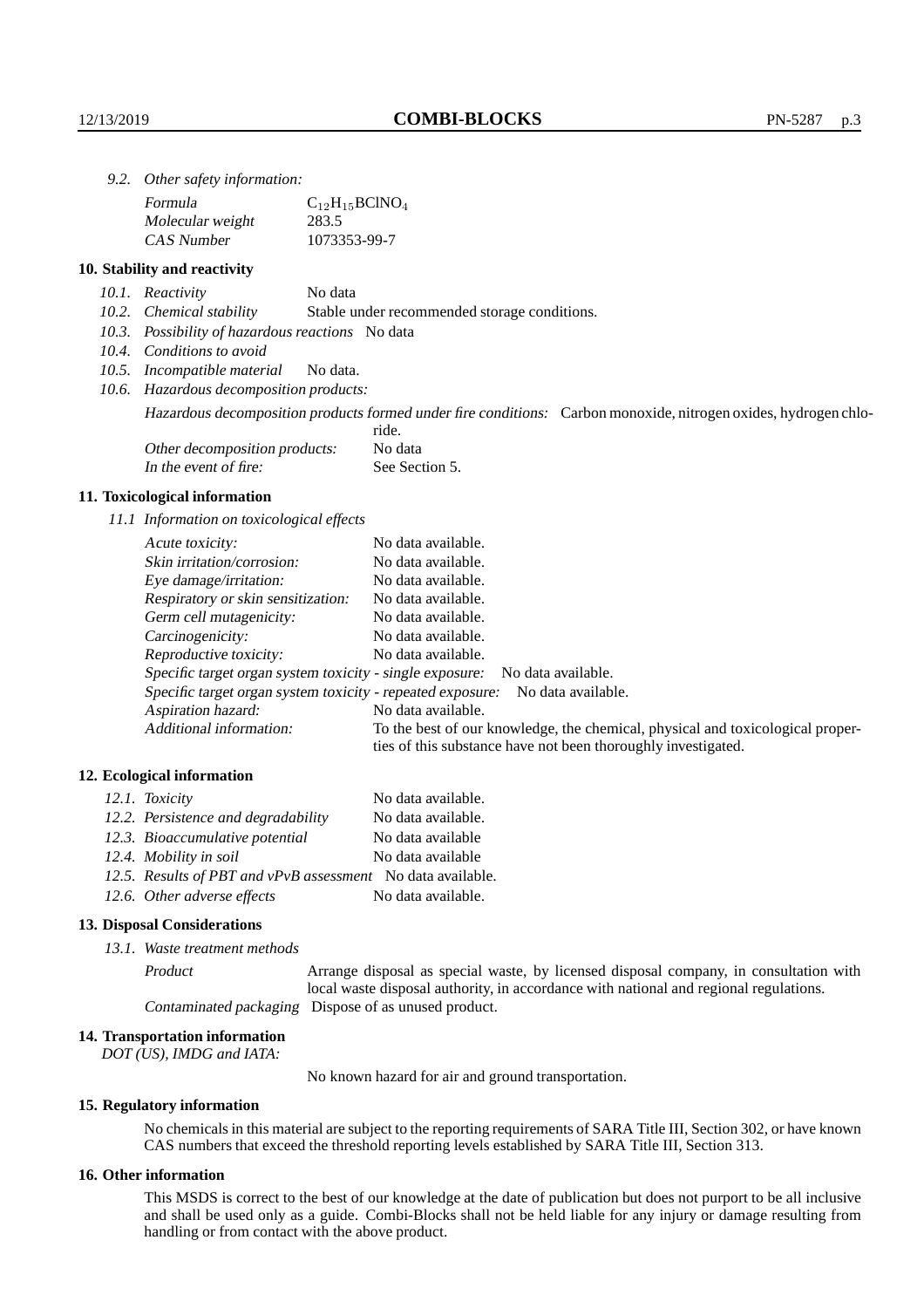*9.2. Other safety information:*

| | |
|---|---|
| *Formula* | $C_{12}H_{15}BClNO_4$ |
| *Molecular weight* | 283.5 |
| *CAS Number* | 1073353-99-7 |

### 10. Stability and reactivity

*10.1. Reactivity* No data

*10.2. Chemical stability* Stable under recommended storage conditions.

*10.3. Possibility of hazardous reactions* No data

*10.4. Conditions to avoid*

*10.5. Incompatible material* No data.

*10.6. Hazardous decomposition products:*

*Hazardous decomposition products formed under fire conditions:* Carbon monoxide, nitrogen oxides, hydrogen chloride.

*Other decomposition products:* No data

*In the event of fire:* See Section 5.

### 11. Toxicological information

*11.1 Information on toxicological effects*

| | |
|---|---|
| *Acute toxicity:* | No data available. |
| *Skin irritation/corrosion:* | No data available. |
| *Eye damage/irritation:* | No data available. |
| *Respiratory or skin sensitization:* | No data available. |
| *Germ cell mutagenicity:* | No data available. |
| *Carcinogenicity:* | No data available. |
| *Reproductive toxicity:* | No data available. |
| *Specific target organ system toxicity - single exposure:* | No data available. |
| *Specific target organ system toxicity - repeated exposure:* | No data available. |
| *Aspiration hazard:* | No data available. |
| *Additional information:* | To the best of our knowledge, the chemical, physical and toxicological properties of this substance have not been thoroughly investigated. |

### 12. Ecological information

| | |
|---|---|
| *12.1. Toxicity* | No data available. |
| *12.2. Persistence and degradability* | No data available. |
| *12.3. Bioaccumulative potential* | No data available |
| *12.4. Mobility in soil* | No data available |
| *12.5. Results of PBT and vPvB assessment* | No data available. |
| *12.6. Other adverse effects* | No data available. |

### 13. Disposal Considerations

*13.1. Waste treatment methods*

*Product* Arrange disposal as special waste, by licensed disposal company, in consultation with local waste disposal authority, in accordance with national and regional regulations.

*Contaminated packaging* Dispose of as unused product.

### 14. Transportation information

*DOT (US), IMDG and IATA:*

No known hazard for air and ground transportation.

### 15. Regulatory information

No chemicals in this material are subject to the reporting requirements of SARA Title III, Section 302, or have known CAS numbers that exceed the threshold reporting levels established by SARA Title III, Section 313.

### 16. Other information

This MSDS is correct to the best of our knowledge at the date of publication but does not purport to be all inclusive and shall be used only as a guide. Combi-Blocks shall not be held liable for any injury or damage resulting from handling or from contact with the above product.